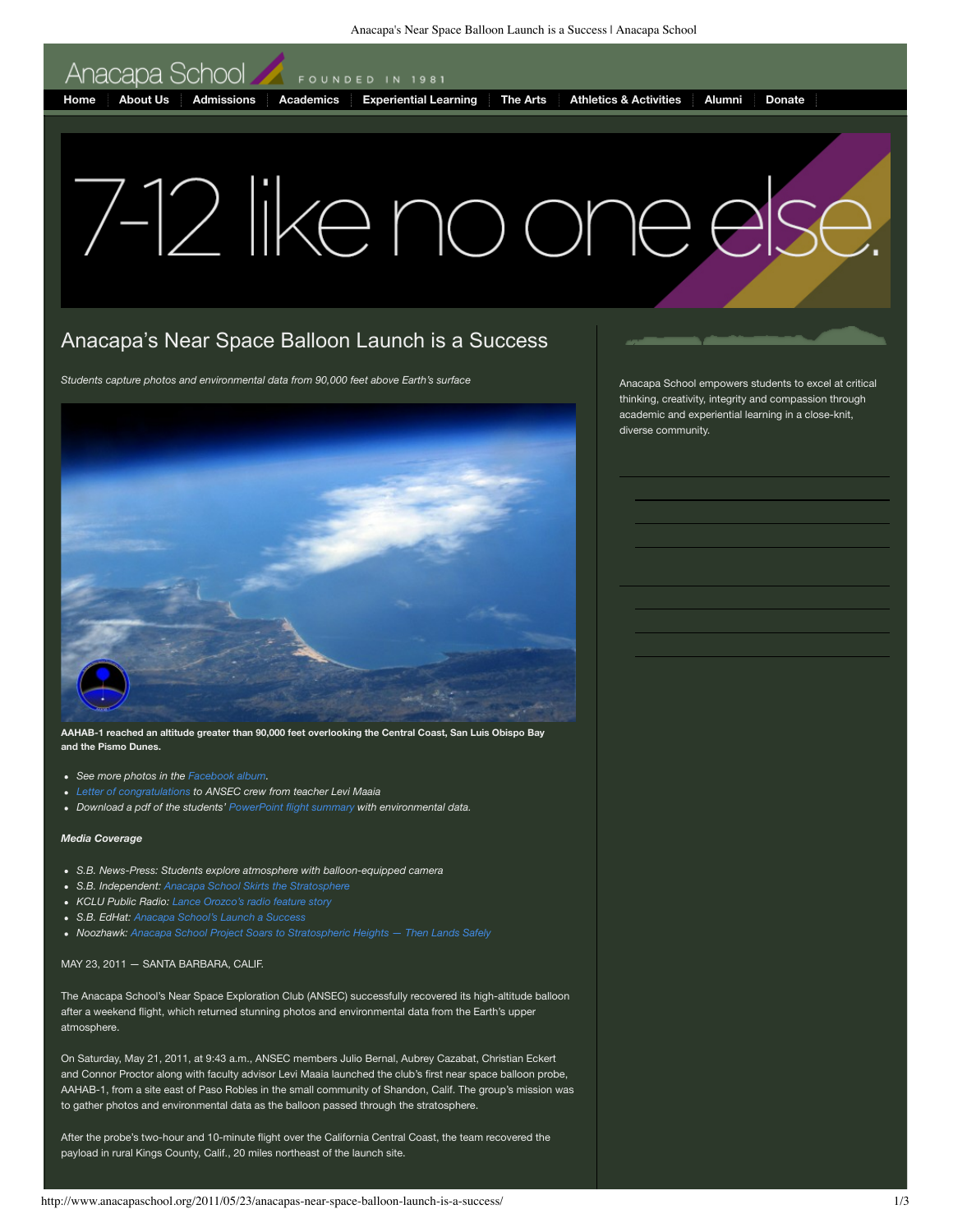Anacapa School FOUNDED IN 1981

Home | About Us | Admissions | Academics | Experiential Learning | The Arts | Athletics & Activities | Alumni | Donate

7-12 like no one else.

# Anacapa's Near Space Balloon Launch is a Success

*Students capture photos and environmental data from 90,000 feet above Earth's surface*

**AAHAB-1 reached an altitude greater than 90,000 feet overlooking the Central Coast, San Luis Obispo Bay and the Pismo Dunes.**

- *See more photos in the Facebook album.*
- *Letter of congratulations to ANSEC crew from teacher Levi Maaia*
- *Download a pdf of the students' PowerPoint flight summary with environmental data.*

***Media Coverage***

- *S.B. News-Press: Students explore atmosphere with balloon-equipped camera*
- *S.B. Independent: Anacapa School Skirts the Stratosphere*
- *KCLU Public Radio: Lance Orozco's radio feature story*
- *S.B. EdHat: Anacapa School's Launch a Success*
- *Noozhawk: Anacapa School Project Soars to Stratospheric Heights — Then Lands Safely*

MAY 23, 2011 — SANTA BARBARA, CALIF.

The Anacapa School's Near Space Exploration Club (ANSEC) successfully recovered its high-altitude balloon after a weekend flight, which returned stunning photos and environmental data from the Earth's upper atmosphere.

On Saturday, May 21, 2011, at 9:43 a.m., ANSEC members Julio Bernal, Aubrey Cazabat, Christian Eckert and Connor Proctor along with faculty advisor Levi Maaia launched the club's first near space balloon probe, AAHAB-1, from a site east of Paso Robles in the small community of Shandon, Calif. The group's mission was to gather photos and environmental data as the balloon passed through the stratosphere.

After the probe's two-hour and 10-minute flight over the California Central Coast, the team recovered the payload in rural Kings County, Calif., 20 miles northeast of the launch site.

Anacapa School empowers students to excel at critical thinking, creativity, integrity and compassion through academic and experiential learning in a close-knit, diverse community.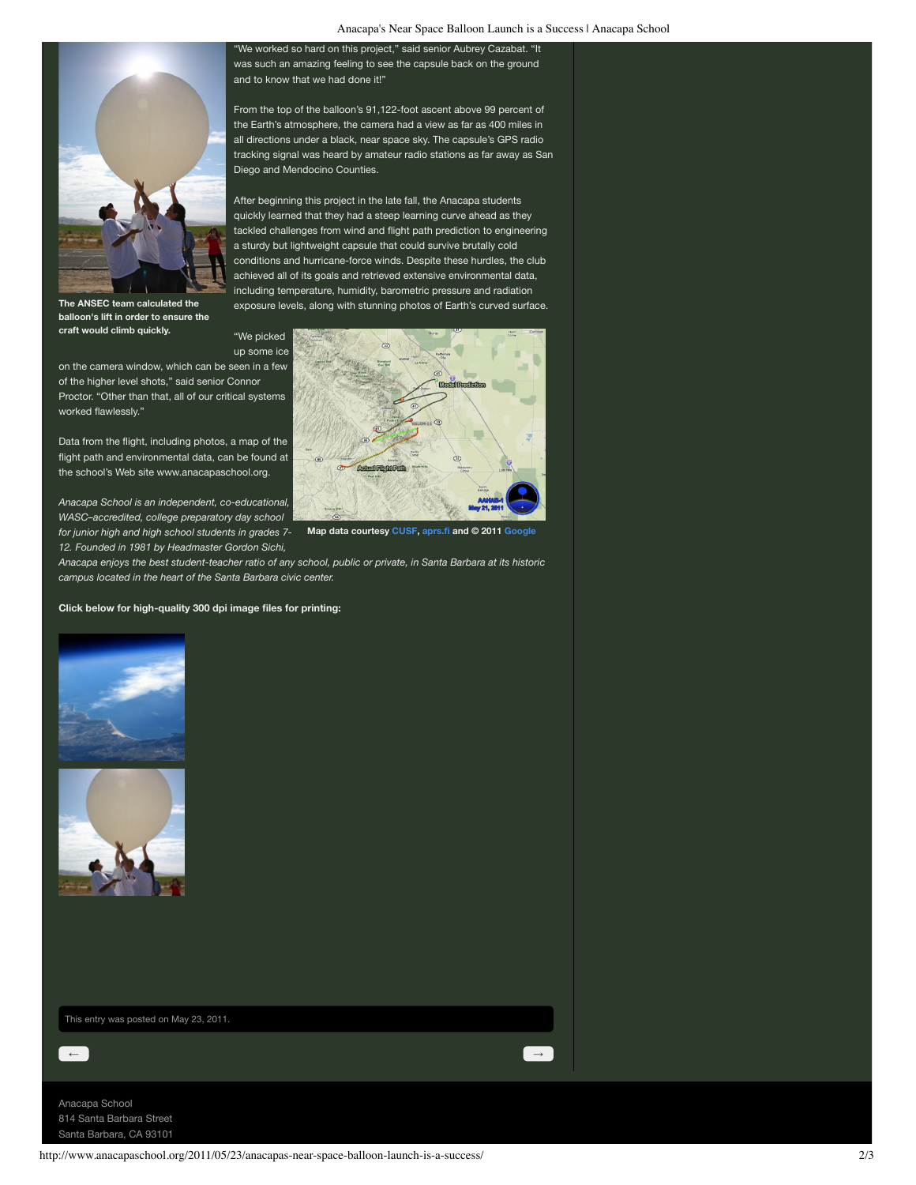"We worked so hard on this project," said senior Aubrey Cazabat. "It was such an amazing feeling to see the capsule back on the ground and to know that we had done it!"

**The ANSEC team calculated the balloon's lift in order to ensure the craft would climb quickly.**

From the top of the balloon's 91,122-foot ascent above 99 percent of the Earth's atmosphere, the camera had a view as far as 400 miles in all directions under a black, near space sky. The capsule's GPS radio tracking signal was heard by amateur radio stations as far away as San Diego and Mendocino Counties.

After beginning this project in the late fall, the Anacapa students quickly learned that they had a steep learning curve ahead as they tackled challenges from wind and flight path prediction to engineering a sturdy but lightweight capsule that could survive brutally cold conditions and hurricane-force winds. Despite these hurdles, the club achieved all of its goals and retrieved extensive environmental data, including temperature, humidity, barometric pressure and radiation exposure levels, along with stunning photos of Earth's curved surface.

"We picked up some ice on the camera window, which can be seen in a few of the higher level shots," said senior Connor Proctor. "Other than that, all of our critical systems worked flawlessly."

**Map data courtesy CUSF, aprs.fi and © 2011 Google**

Data from the flight, including photos, a map of the flight path and environmental data, can be found at the school's Web site www.anacapaschool.org.

*Anacapa School is an independent, co-educational, WASC–accredited, college preparatory day school for junior high and high school students in grades 7-12. Founded in 1981 by Headmaster Gordon Sichi, Anacapa enjoys the best student-teacher ratio of any school, public or private, in Santa Barbara at its historic campus located in the heart of the Santa Barbara civic center.*

**Click below for high-quality 300 dpi image files for printing:**

This entry was posted on May 23, 2011.

← →

Anacapa School
814 Santa Barbara Street
Santa Barbara, CA 93101